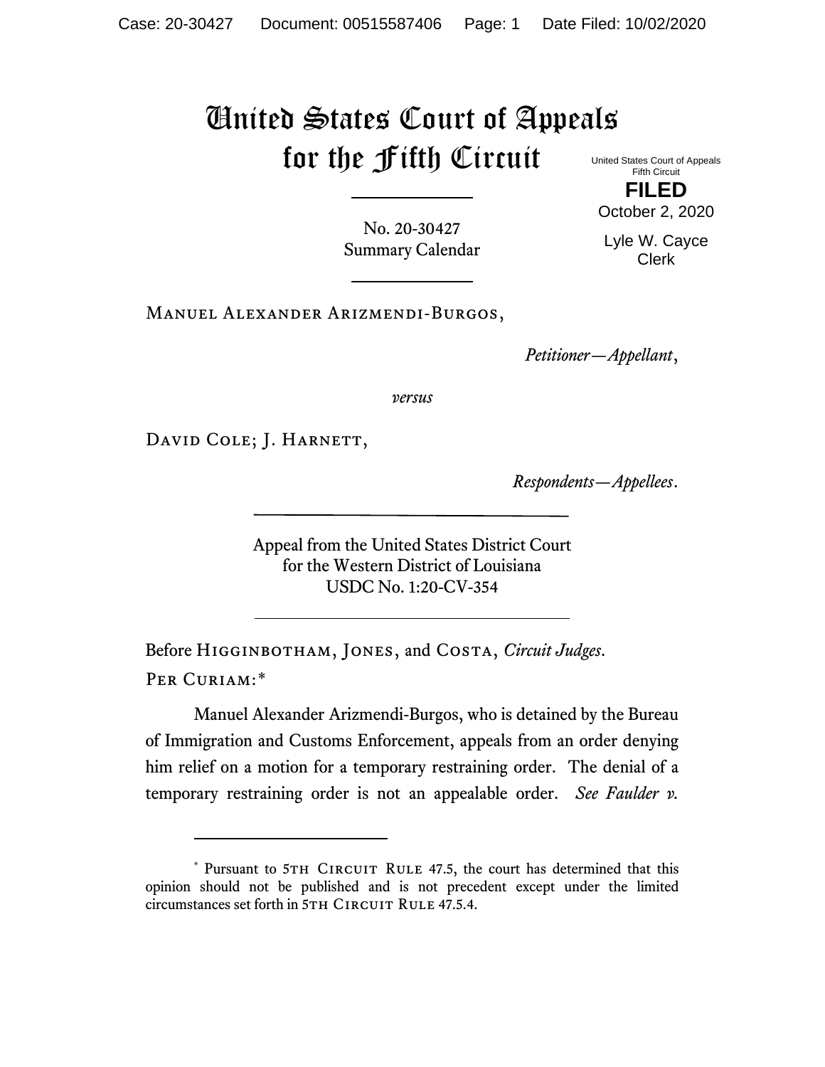# United States Court of Appeals for the Fifth Circuit

United States Court of Appeals
Fifth Circuit

**FILED**

October 2, 2020

Lyle W. Cayce
Clerk

---

No. 20-30427
Summary Calendar

---

Manuel Alexander Arizmendi-Burgos,

*Petitioner—Appellant*,

*versus*

David Cole; J. Harnett,

*Respondents—Appellees*.

---

Appeal from the United States District Court
for the Western District of Louisiana
USDC No. 1:20-CV-354

---

Before Higginbotham, Jones, and Costa, *Circuit Judges*.

Per Curiam:*

Manuel Alexander Arizmendi-Burgos, who is detained by the Bureau of Immigration and Customs Enforcement, appeals from an order denying him relief on a motion for a temporary restraining order. The denial of a temporary restraining order is not an appealable order. *See Faulder v.*

---

\* Pursuant to 5th Circuit Rule 47.5, the court has determined that this opinion should not be published and is not precedent except under the limited circumstances set forth in 5th Circuit Rule 47.5.4.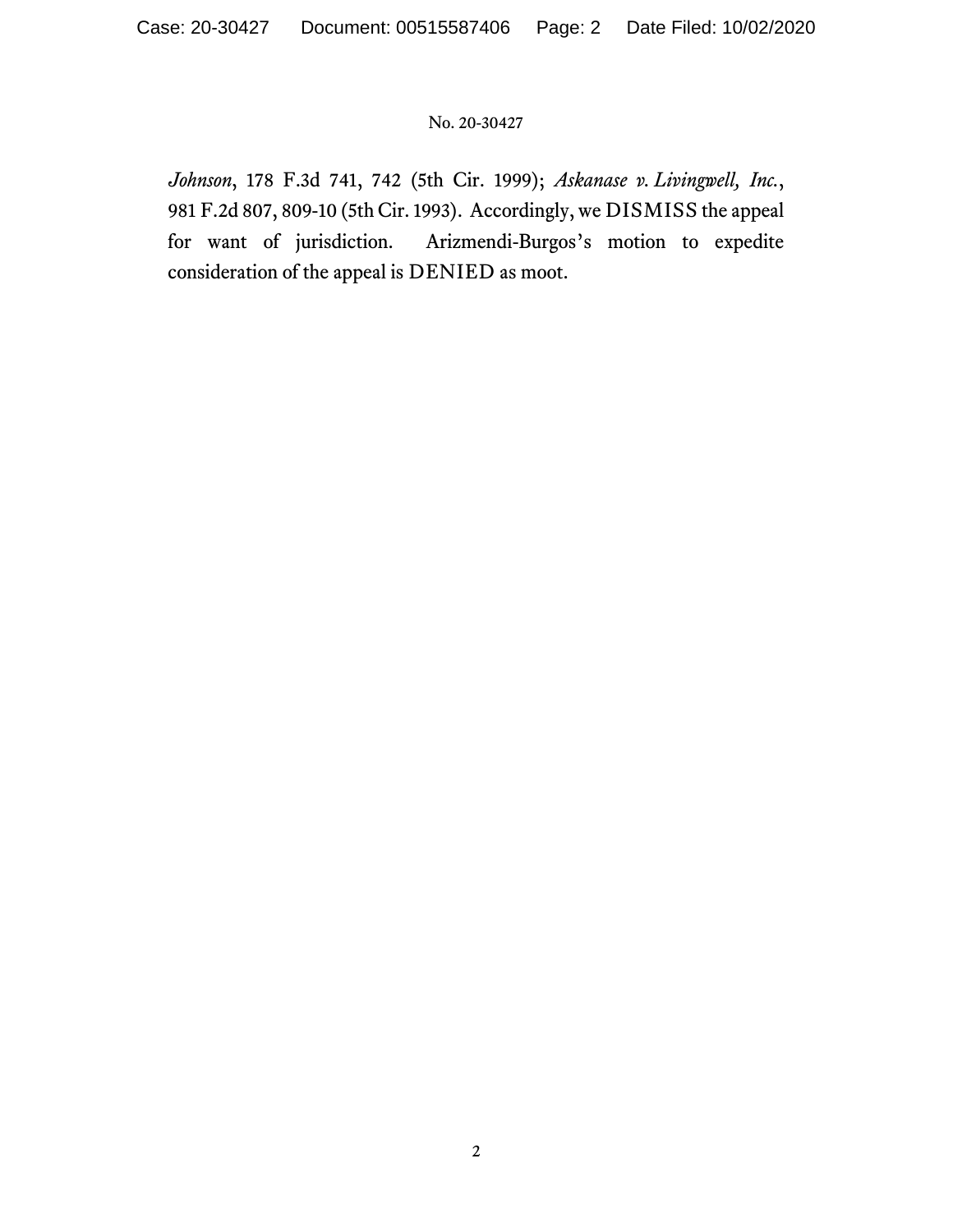*Johnson*, 178 F.3d 741, 742 (5th Cir. 1999); *Askanase v. Livingwell, Inc.*, 981 F.2d 807, 809-10 (5th Cir. 1993). Accordingly, we DISMISS the appeal for want of jurisdiction. Arizmendi-Burgos's motion to expedite consideration of the appeal is DENIED as moot.